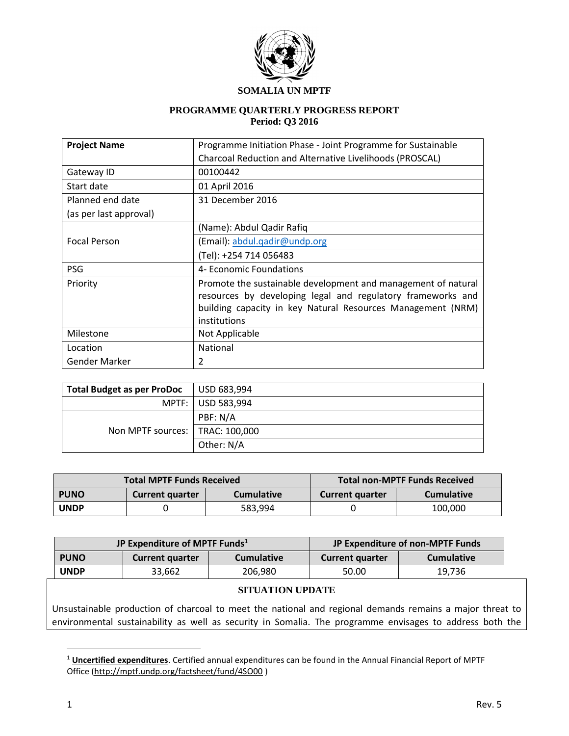**SOMALIA UN MPTF**

**PROGRAMME QUARTERLY PROGRESS REPORT**
**Period: Q3 2016**

| **Project Name** | Programme Initiation Phase - Joint Programme for Sustainable Charcoal Reduction and Alternative Livelihoods (PROSCAL) |
|---|---|
| Gateway ID | 00100442 |
| Start date | 01 April 2016 |
| Planned end date (as per last approval) | 31 December 2016 |
| Focal Person | (Name): Abdul Qadir Rafiq |
| | (Email): abdul.qadir@undp.org |
| | (Tel): +254 714 056483 |
| PSG | 4- Economic Foundations |
| Priority | Promote the sustainable development and management of natural resources by developing legal and regulatory frameworks and building capacity in key Natural Resources Management (NRM) institutions |
| Milestone | Not Applicable |
| Location | National |
| Gender Marker | 2 |

| **Total Budget as per ProDoc** | USD 683,994 |
|---|---|
| MPTF: | USD 583,994 |
| Non MPTF sources: | PBF: N/A |
| | TRAC: 100,000 |
| | Other: N/A |

| **Total MPTF Funds Received** | | | **Total non-MPTF Funds Received** | |
|---|---|---|---|---|
| **PUNO** | **Current quarter** | **Cumulative** | **Current quarter** | **Cumulative** |
| **UNDP** | 0 | 583,994 | 0 | 100,000 |

| **JP Expenditure of MPTF Funds[1]** | | | **JP Expenditure of non-MPTF Funds** | |
|---|---|---|---|---|
| **PUNO** | **Current quarter** | **Cumulative** | **Current quarter** | **Cumulative** |
| **UNDP** | 33,662 | 206,980 | 50.00 | 19,736 |

**SITUATION UPDATE**

Unsustainable production of charcoal to meet the national and regional demands remains a major threat to environmental sustainability as well as security in Somalia. The programme envisages to address both the

[1] **Uncertified expenditures**. Certified annual expenditures can be found in the Annual Financial Report of MPTF Office (http://mptf.undp.org/factsheet/fund/4SO00 )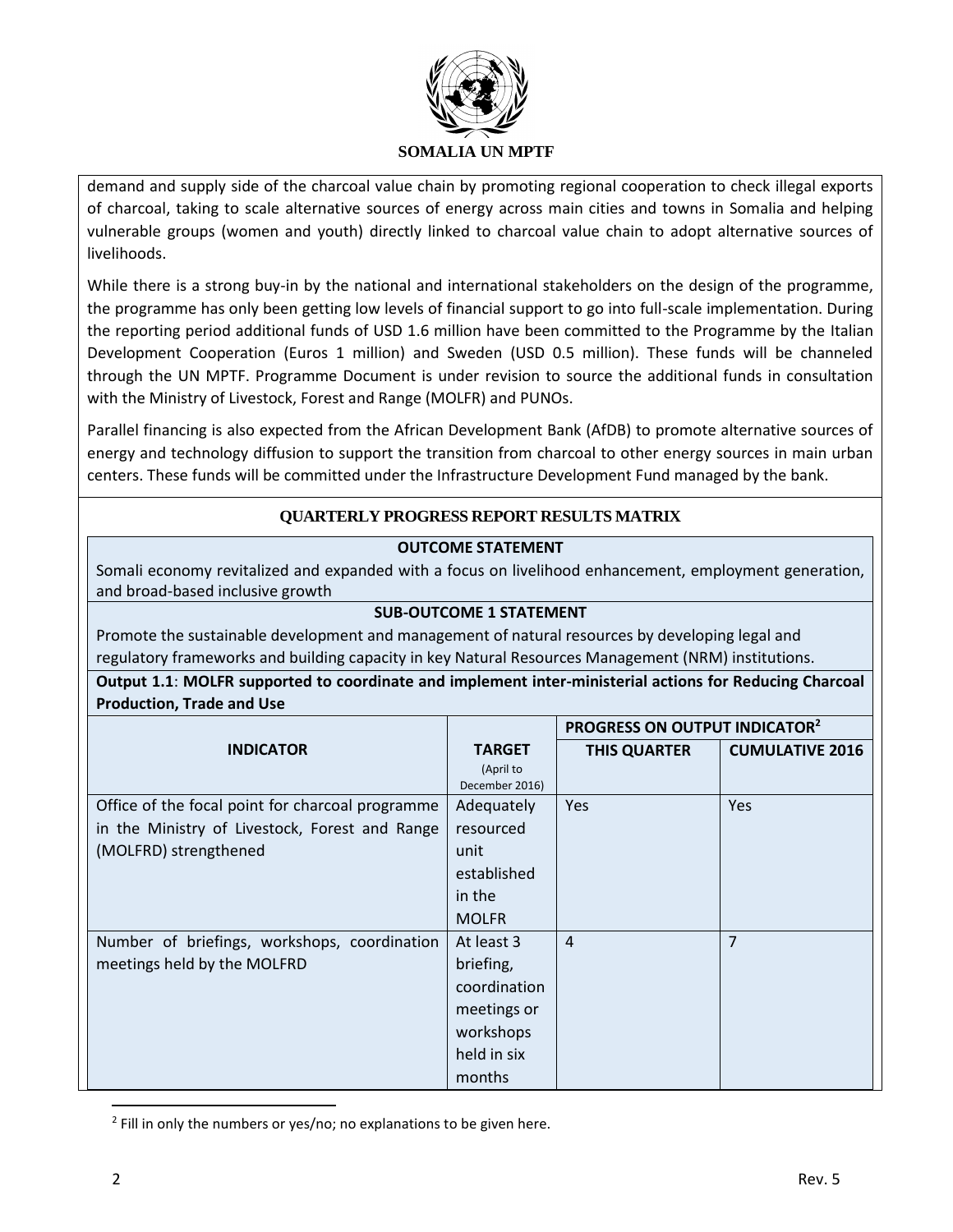demand and supply side of the charcoal value chain by promoting regional cooperation to check illegal exports of charcoal, taking to scale alternative sources of energy across main cities and towns in Somalia and helping vulnerable groups (women and youth) directly linked to charcoal value chain to adopt alternative sources of livelihoods.

While there is a strong buy-in by the national and international stakeholders on the design of the programme, the programme has only been getting low levels of financial support to go into full-scale implementation. During the reporting period additional funds of USD 1.6 million have been committed to the Programme by the Italian Development Cooperation (Euros 1 million) and Sweden (USD 0.5 million). These funds will be channeled through the UN MPTF. Programme Document is under revision to source the additional funds in consultation with the Ministry of Livestock, Forest and Range (MOLFR) and PUNOs.

Parallel financing is also expected from the African Development Bank (AfDB) to promote alternative sources of energy and technology diffusion to support the transition from charcoal to other energy sources in main urban centers. These funds will be committed under the Infrastructure Development Fund managed by the bank.

## QUARTERLY PROGRESS REPORT RESULTS MATRIX

**OUTCOME STATEMENT**

Somali economy revitalized and expanded with a focus on livelihood enhancement, employment generation, and broad-based inclusive growth

**SUB-OUTCOME 1 STATEMENT**

Promote the sustainable development and management of natural resources by developing legal and regulatory frameworks and building capacity in key Natural Resources Management (NRM) institutions.

**Output 1.1**: **MOLFR supported to coordinate and implement inter-ministerial actions for Reducing Charcoal Production, Trade and Use**

| INDICATOR | TARGET (April to December 2016) | PROGRESS ON OUTPUT INDICATOR[2] | |
|---|---|---|---|
| | | THIS QUARTER | CUMULATIVE 2016 |
| Office of the focal point for charcoal programme in the Ministry of Livestock, Forest and Range (MOLFRD) strengthened | Adequately resourced unit established in the MOLFR | Yes | Yes |
| Number of briefings, workshops, coordination meetings held by the MOLFRD | At least 3 briefing, coordination meetings or workshops held in six months | 4 | 7 |

[2] Fill in only the numbers or yes/no; no explanations to be given here.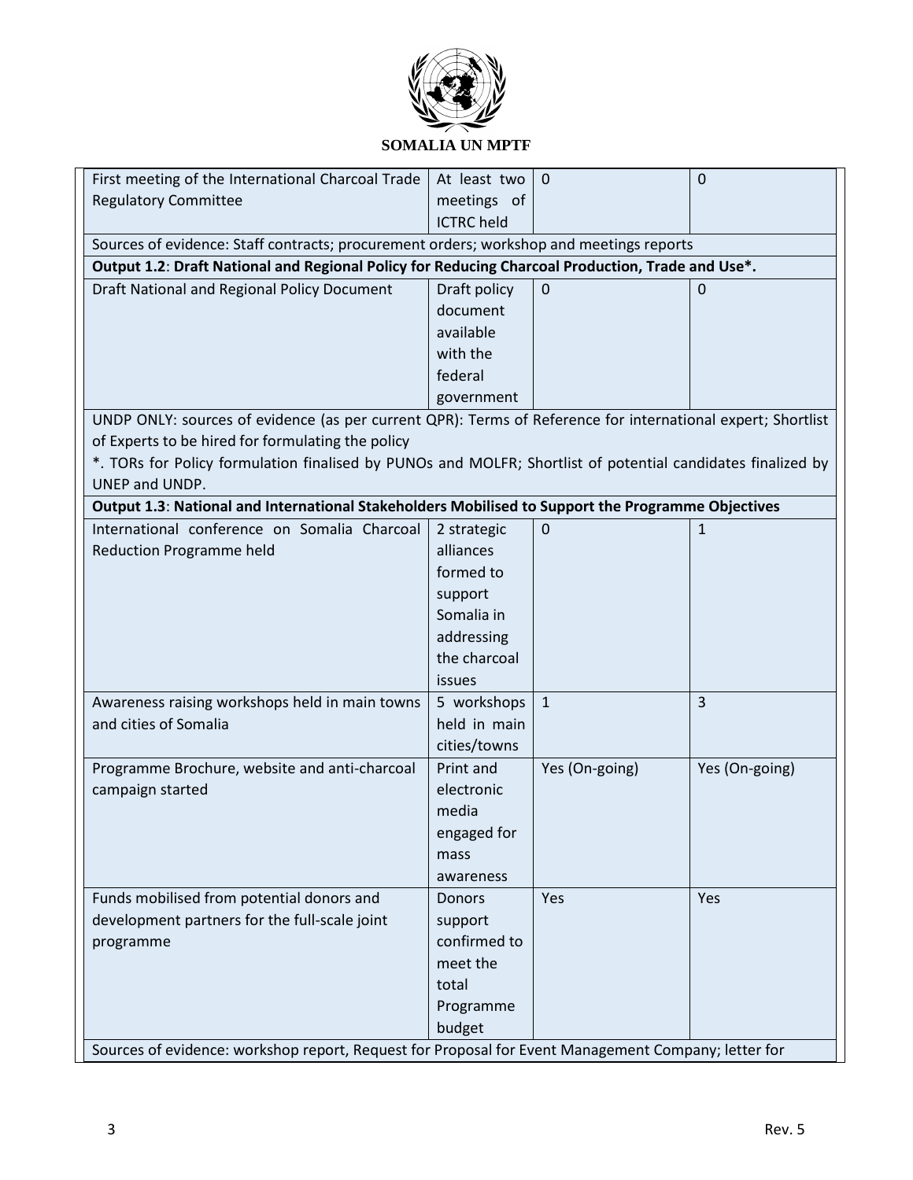**SOMALIA UN MPTF**

| First meeting of the International Charcoal Trade Regulatory Committee | At least two meetings of ICTRC held | 0 | 0 |
|---|---|---|---|
| Sources of evidence: Staff contracts; procurement orders; workshop and meetings reports | | | |
| **Output 1.2**: **Draft National and Regional Policy for Reducing Charcoal Production, Trade and Use*.** | | | |
| Draft National and Regional Policy Document | Draft policy document available with the federal government | 0 | 0 |
| UNDP ONLY: sources of evidence (as per current QPR): Terms of Reference for international expert; Shortlist of Experts to be hired for formulating the policy<br>*. TORs for Policy formulation finalised by PUNOs and MOLFR; Shortlist of potential candidates finalized by UNEP and UNDP. | | | |
| **Output 1.3**: **National and International Stakeholders Mobilised to Support the Programme Objectives** | | | |
| International conference on Somalia Charcoal Reduction Programme held | 2 strategic alliances formed to support Somalia in addressing the charcoal issues | 0 | 1 |
| Awareness raising workshops held in main towns and cities of Somalia | 5 workshops held in main cities/towns | 1 | 3 |
| Programme Brochure, website and anti-charcoal campaign started | Print and electronic media engaged for mass awareness | Yes (On-going) | Yes (On-going) |
| Funds mobilised from potential donors and development partners for the full-scale joint programme | Donors support confirmed to meet the total Programme budget | Yes | Yes |
| Sources of evidence: workshop report, Request for Proposal for Event Management Company; letter for | | | |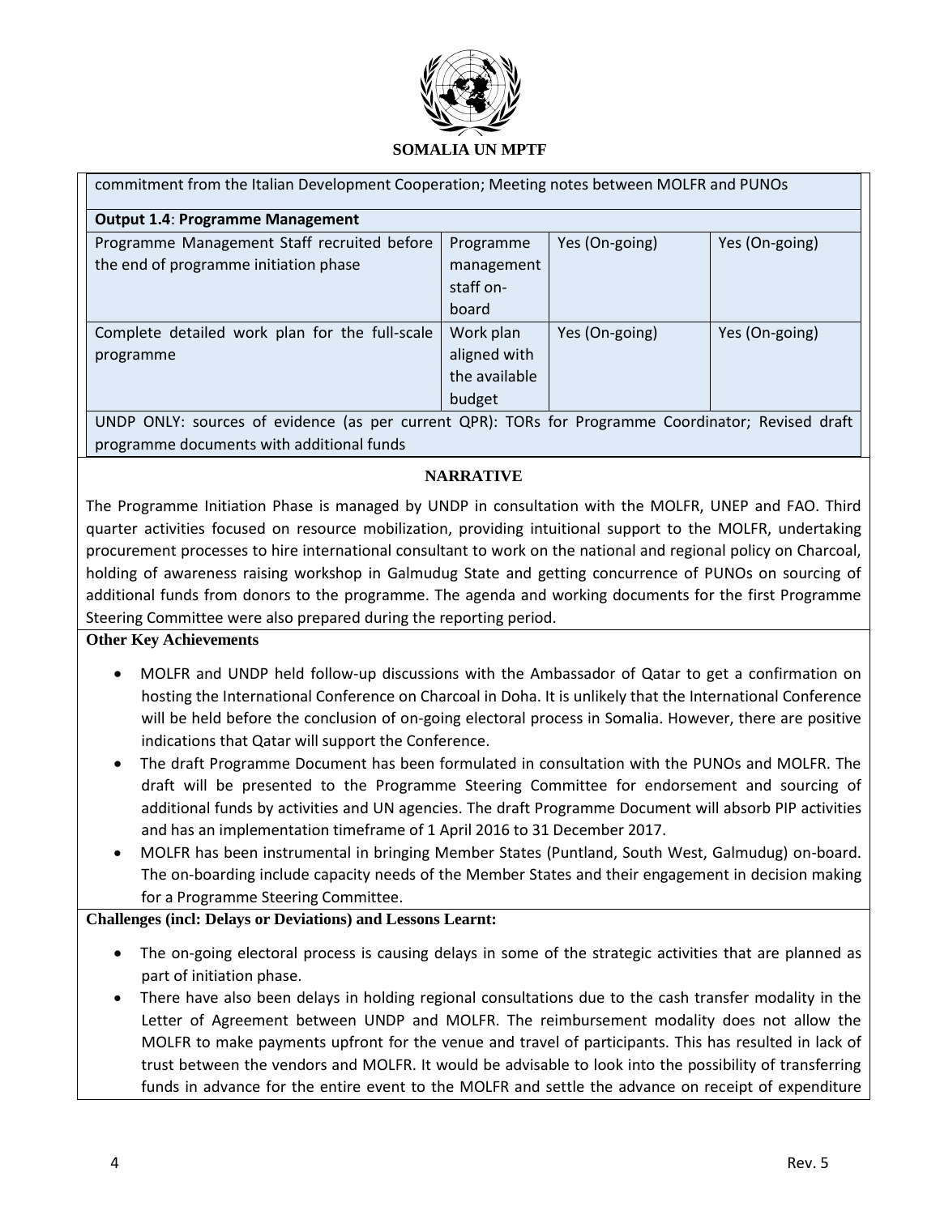**SOMALIA UN MPTF**

| | | | |
|---|---|---|---|
| commitment from the Italian Development Cooperation; Meeting notes between MOLFR and PUNOs | | | |
| **Output 1.4**: **Programme Management** | | | |
| Programme Management Staff recruited before the end of programme initiation phase | Programme management staff on-board | Yes (On-going) | Yes (On-going) |
| Complete detailed work plan for the full-scale programme | Work plan aligned with the available budget | Yes (On-going) | Yes (On-going) |
| UNDP ONLY: sources of evidence (as per current QPR): TORs for Programme Coordinator; Revised draft programme documents with additional funds | | | |

**NARRATIVE**

The Programme Initiation Phase is managed by UNDP in consultation with the MOLFR, UNEP and FAO. Third quarter activities focused on resource mobilization, providing intuitional support to the MOLFR, undertaking procurement processes to hire international consultant to work on the national and regional policy on Charcoal, holding of awareness raising workshop in Galmudug State and getting concurrence of PUNOs on sourcing of additional funds from donors to the programme. The agenda and working documents for the first Programme Steering Committee were also prepared during the reporting period.

**Other Key Achievements**

- MOLFR and UNDP held follow-up discussions with the Ambassador of Qatar to get a confirmation on hosting the International Conference on Charcoal in Doha. It is unlikely that the International Conference will be held before the conclusion of on-going electoral process in Somalia. However, there are positive indications that Qatar will support the Conference.
- The draft Programme Document has been formulated in consultation with the PUNOs and MOLFR. The draft will be presented to the Programme Steering Committee for endorsement and sourcing of additional funds by activities and UN agencies. The draft Programme Document will absorb PIP activities and has an implementation timeframe of 1 April 2016 to 31 December 2017.
- MOLFR has been instrumental in bringing Member States (Puntland, South West, Galmudug) on-board. The on-boarding include capacity needs of the Member States and their engagement in decision making for a Programme Steering Committee.

**Challenges (incl: Delays or Deviations) and Lessons Learnt:**

- The on-going electoral process is causing delays in some of the strategic activities that are planned as part of initiation phase.
- There have also been delays in holding regional consultations due to the cash transfer modality in the Letter of Agreement between UNDP and MOLFR. The reimbursement modality does not allow the MOLFR to make payments upfront for the venue and travel of participants. This has resulted in lack of trust between the vendors and MOLFR. It would be advisable to look into the possibility of transferring funds in advance for the entire event to the MOLFR and settle the advance on receipt of expenditure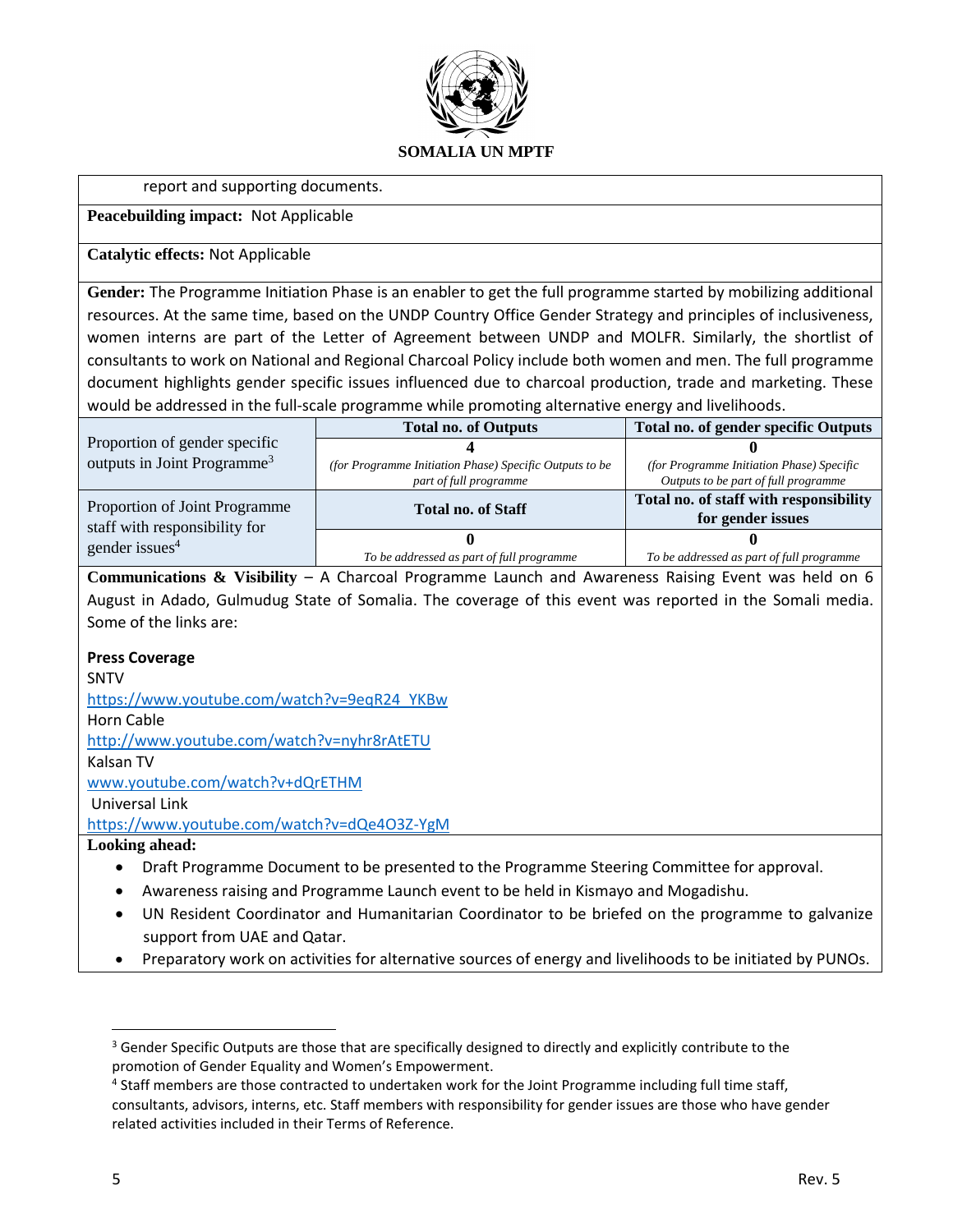report and supporting documents.

**Peacebuilding impact:** Not Applicable

**Catalytic effects:** Not Applicable

**Gender:** The Programme Initiation Phase is an enabler to get the full programme started by mobilizing additional resources. At the same time, based on the UNDP Country Office Gender Strategy and principles of inclusiveness, women interns are part of the Letter of Agreement between UNDP and MOLFR. Similarly, the shortlist of consultants to work on National and Regional Charcoal Policy include both women and men. The full programme document highlights gender specific issues influenced due to charcoal production, trade and marketing. These would be addressed in the full-scale programme while promoting alternative energy and livelihoods.

| | **Total no. of Outputs** | **Total no. of gender specific Outputs** |
|---|---|---|
| Proportion of gender specific outputs in Joint Programme[3] | **4**<br>*(for Programme Initiation Phase) Specific Outputs to be part of full programme* | **0**<br>*(for Programme Initiation Phase) Specific Outputs to be part of full programme* |
| | **Total no. of Staff** | **Total no. of staff with responsibility for gender issues** |
| Proportion of Joint Programme staff with responsibility for gender issues[4] | **0**<br>*To be addressed as part of full programme* | **0**<br>*To be addressed as part of full programme* |

**Communications & Visibility** – A Charcoal Programme Launch and Awareness Raising Event was held on 6 August in Adado, Gulmudug State of Somalia. The coverage of this event was reported in the Somali media. Some of the links are:

**Press Coverage**

SNTV
https://www.youtube.com/watch?v=9eqR24_YKBw
Horn Cable
http://www.youtube.com/watch?v=nyhr8rAtETU
Kalsan TV
www.youtube.com/watch?v+dQrETHM
Universal Link
https://www.youtube.com/watch?v=dQe4O3Z-YgM

**Looking ahead:**

- Draft Programme Document to be presented to the Programme Steering Committee for approval.
- Awareness raising and Programme Launch event to be held in Kismayo and Mogadishu.
- UN Resident Coordinator and Humanitarian Coordinator to be briefed on the programme to galvanize support from UAE and Qatar.
- Preparatory work on activities for alternative sources of energy and livelihoods to be initiated by PUNOs.

---

[3] Gender Specific Outputs are those that are specifically designed to directly and explicitly contribute to the promotion of Gender Equality and Women's Empowerment.

[4] Staff members are those contracted to undertaken work for the Joint Programme including full time staff, consultants, advisors, interns, etc. Staff members with responsibility for gender issues are those who have gender related activities included in their Terms of Reference.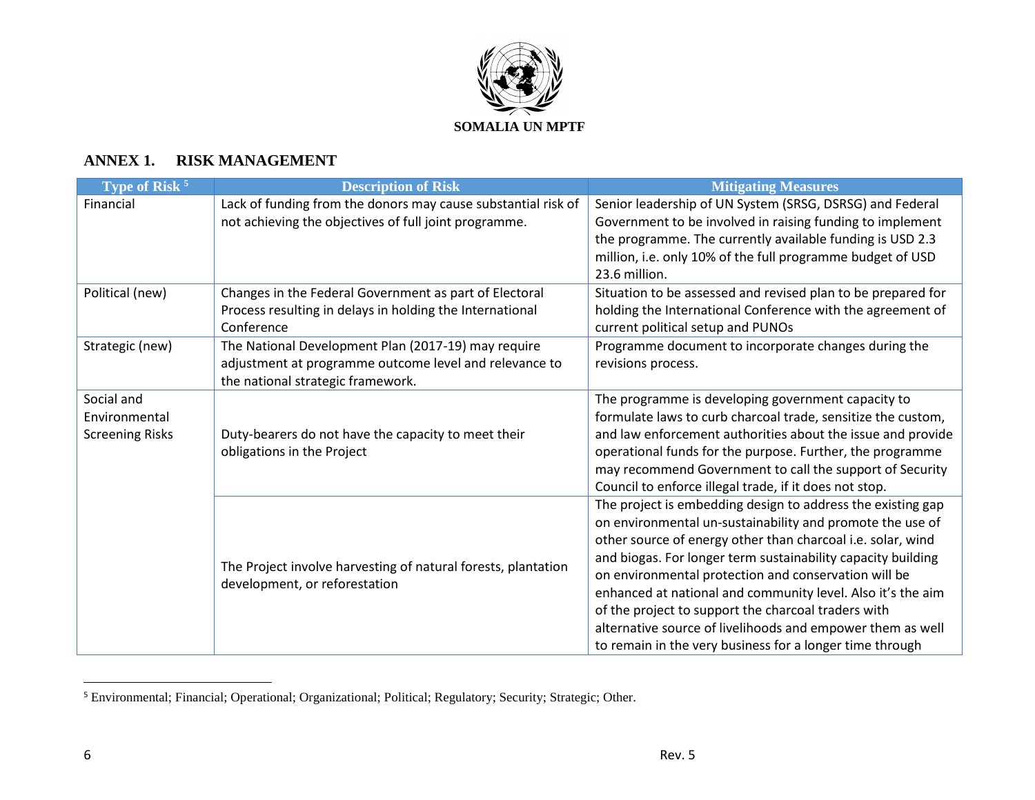SOMALIA UN MPTF

## ANNEX 1. RISK MANAGEMENT

| Type of Risk [5] | Description of Risk | Mitigating Measures |
| --- | --- | --- |
| Financial | Lack of funding from the donors may cause substantial risk of not achieving the objectives of full joint programme. | Senior leadership of UN System (SRSG, DSRSG) and Federal Government to be involved in raising funding to implement the programme. The currently available funding is USD 2.3 million, i.e. only 10% of the full programme budget of USD 23.6 million. |
| Political (new) | Changes in the Federal Government as part of Electoral Process resulting in delays in holding the International Conference | Situation to be assessed and revised plan to be prepared for holding the International Conference with the agreement of current political setup and PUNOs |
| Strategic (new) | The National Development Plan (2017-19) may require adjustment at programme outcome level and relevance to the national strategic framework. | Programme document to incorporate changes during the revisions process. |
| Social and Environmental Screening Risks | Duty-bearers do not have the capacity to meet their obligations in the Project | The programme is developing government capacity to formulate laws to curb charcoal trade, sensitize the custom, and law enforcement authorities about the issue and provide operational funds for the purpose. Further, the programme may recommend Government to call the support of Security Council to enforce illegal trade, if it does not stop. |
| | The Project involve harvesting of natural forests, plantation development, or reforestation | The project is embedding design to address the existing gap on environmental un-sustainability and promote the use of other source of energy other than charcoal i.e. solar, wind and biogas. For longer term sustainability capacity building on environmental protection and conservation will be enhanced at national and community level. Also it's the aim of the project to support the charcoal traders with alternative source of livelihoods and empower them as well to remain in the very business for a longer time through |

[5] Environmental; Financial; Operational; Organizational; Political; Regulatory; Security; Strategic; Other.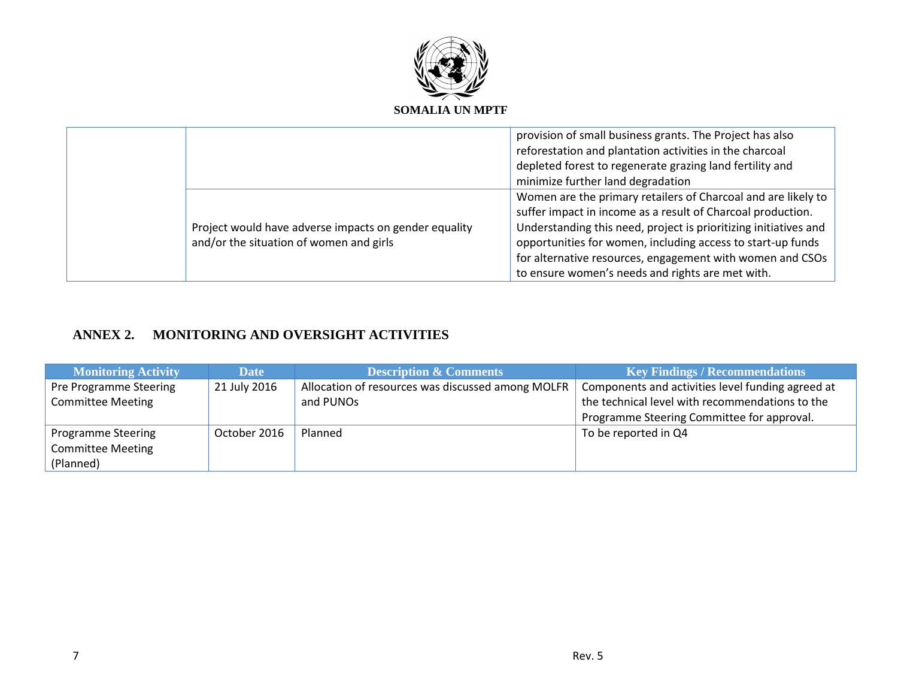| | | |
|---|---|---|
| | | provision of small business grants. The Project has also reforestation and plantation activities in the charcoal depleted forest to regenerate grazing land fertility and minimize further land degradation |
| | Project would have adverse impacts on gender equality and/or the situation of women and girls | Women are the primary retailers of Charcoal and are likely to suffer impact in income as a result of Charcoal production. Understanding this need, project is prioritizing initiatives and opportunities for women, including access to start-up funds for alternative resources, engagement with women and CSOs to ensure women's needs and rights are met with. |

## ANNEX 2. MONITORING AND OVERSIGHT ACTIVITIES

| Monitoring Activity | Date | Description & Comments | Key Findings / Recommendations |
|---|---|---|---|
| Pre Programme Steering Committee Meeting | 21 July 2016 | Allocation of resources was discussed among MOLFR and PUNOs | Components and activities level funding agreed at the technical level with recommendations to the Programme Steering Committee for approval. |
| Programme Steering Committee Meeting (Planned) | October 2016 | Planned | To be reported in Q4 |